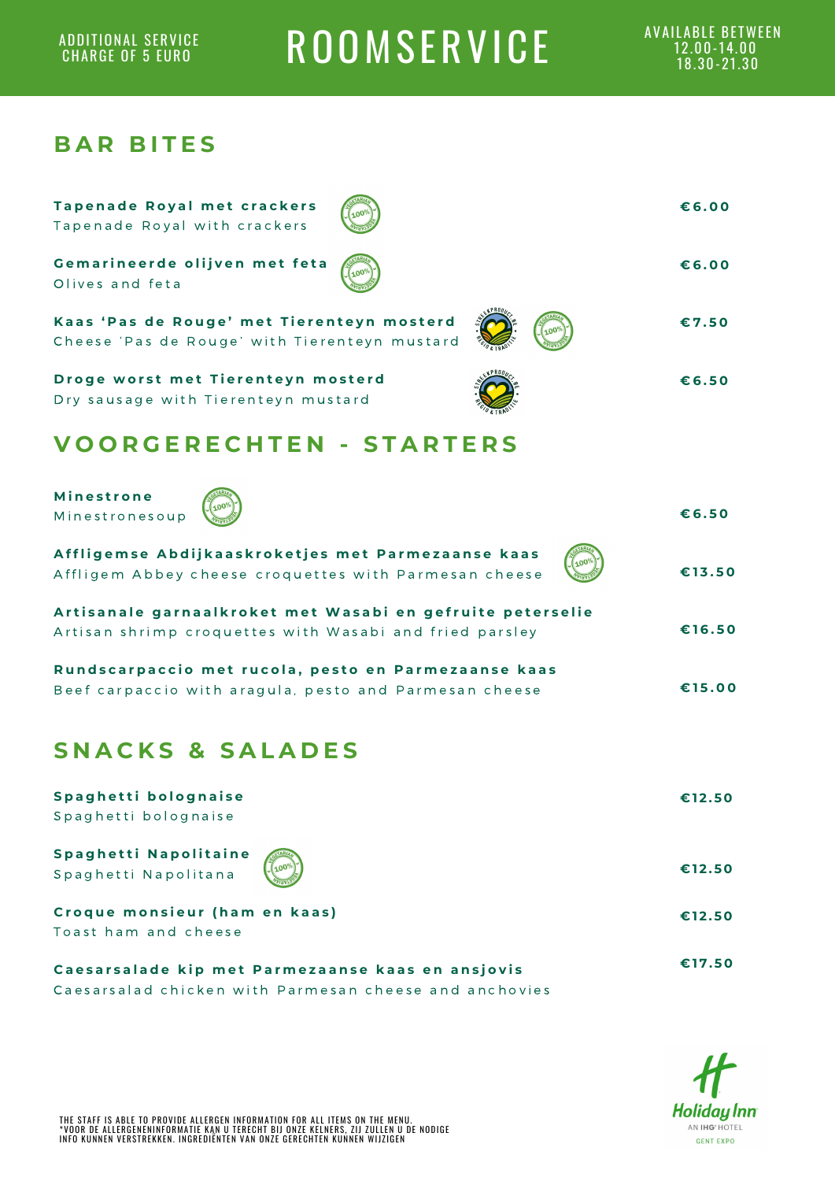ADDITIONAL SERVICE CHARGE OF 5 EURO

# ROOMSERVICE

AVAILABLE BETWEEN
12.00-14.00
18.30-21.30

## BAR BITES

**Tapenade Royal met crackers** — €6.00
Tapenade Royal with crackers

**Gemarineerde olijven met feta** — €6.00
Olives and feta

**Kaas 'Pas de Rouge' met Tierenteyn mosterd** — €7.50
Cheese 'Pas de Rouge' with Tierenteyn mustard

**Droge worst met Tierenteyn mosterd** — €6.50
Dry sausage with Tierenteyn mustard

## VOORGERECHTEN - STARTERS

**Minestrone** — €6.50
Minestronesoup

**Affligemse Abdijkaaskroketjes met Parmezaanse kaas** — €13.50
Affligem Abbey cheese croquettes with Parmesan cheese

**Artisanale garnaalkroket met Wasabi en gefruite peterselie** — €16.50
Artisan shrimp croquettes with Wasabi and fried parsley

**Rundscarpaccio met rucola, pesto en Parmezaanse kaas** — €15.00
Beef carpaccio with aragula, pesto and Parmesan cheese

## SNACKS & SALADES

**Spaghetti bolognaise** — €12.50
Spaghetti bolognaise

**Spaghetti Napolitaine** — €12.50
Spaghetti Napolitana

**Croque monsieur (ham en kaas)** — €12.50
Toast ham and cheese

**Caesarsalade kip met Parmezaanse kaas en ansjovis** — €17.50
Caesarsalad chicken with Parmesan cheese and anchovies

THE STAFF IS ABLE TO PROVIDE ALLERGEN INFORMATION FOR ALL ITEMS ON THE MENU.
*VOOR DE ALLERGENENINFORMATIE KAN U TERECHT BIJ ONZE KELNERS, ZIJ ZULLEN U DE NODIGE INFO KUNNEN VERSTREKKEN. INGREDIËNTEN VAN ONZE GERECHTEN KUNNEN WIJZIGEN

Holiday Inn
AN IHG HOTEL
GENT EXPO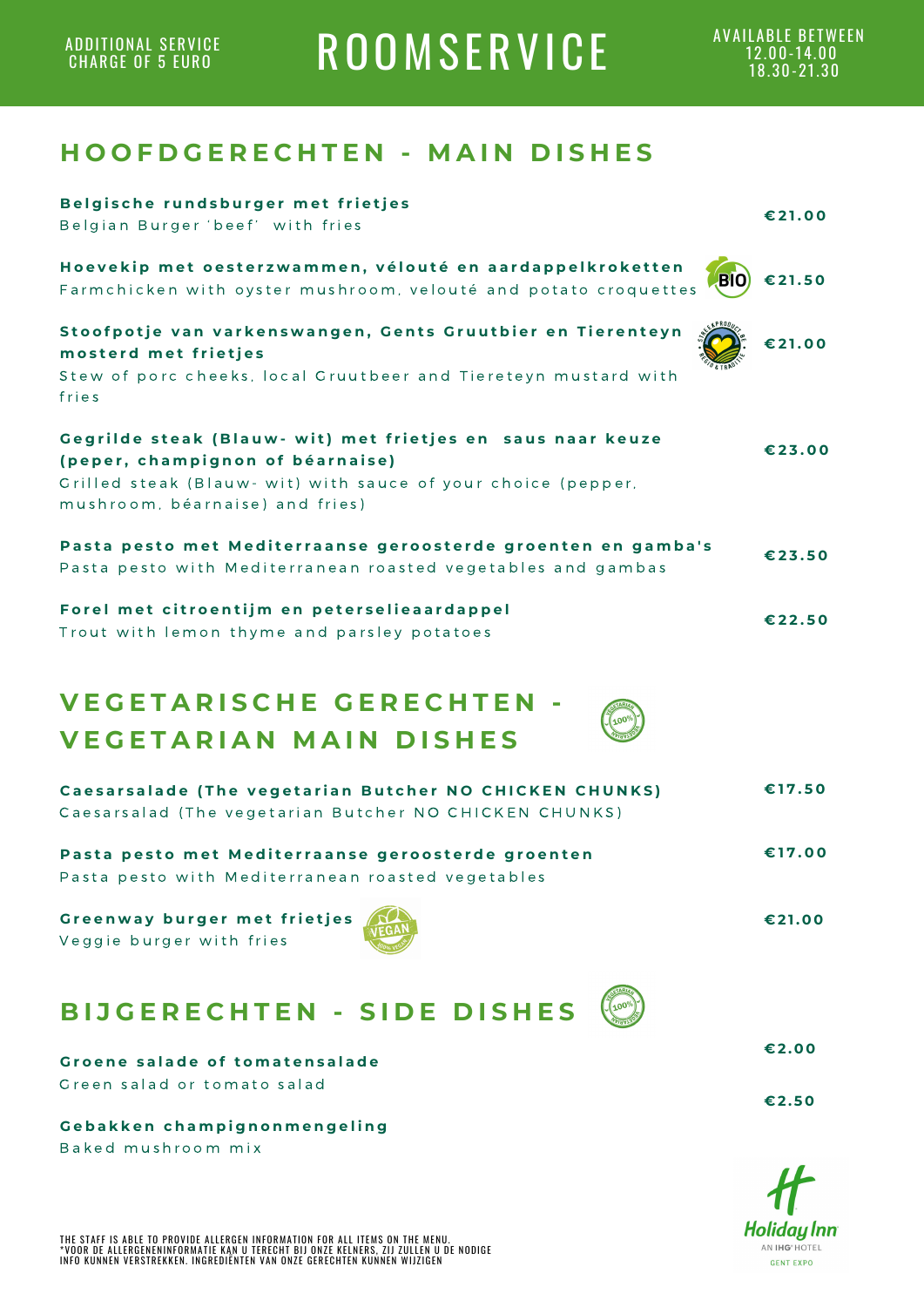ADDITIONAL SERVICE CHARGE OF 5 EURO

# ROOMSERVICE

AVAILABLE BETWEEN 12.00-14.00 18.30-21.30

## HOOFDGERECHTEN - MAIN DISHES

**Belgische rundsburger met frietjes**
Belgian Burger 'beef' with fries
**€21.00**

**Hoevekip met oesterzwammen, velouté en aardappelkroketten**
Farmchicken with oyster mushroom, velouté and potato croquettes
BIO
**€21.50**

**Stoofpotje van varkenswangen, Gents Gruutbier en Tierenteyn mosterd met frietjes**
Stew of porc cheeks, local Gruutbeer and Tiereteyn mustard with fries
**€21.00**

**Gegrilde steak (Blauw- wit) met frietjes en saus naar keuze (peper, champignon of béarnaise)**
Grilled steak (Blauw- wit) with sauce of your choice (pepper, mushroom, béarnaise) and fries)
**€23.00**

**Pasta pesto met Mediterraanse geroosterde groenten en gamba's**
Pasta pesto with Mediterranean roasted vegetables and gambas
**€23.50**

**Forel met citroentijm en peterselieaardappel**
Trout with lemon thyme and parsley potatoes
**€22.50**

## VEGETARISCHE GERECHTEN - VEGETARIAN MAIN DISHES

**Caesarsalade (The vegetarian Butcher NO CHICKEN CHUNKS)**
Caesarsalad (The vegetarian Butcher NO CHICKEN CHUNKS)
**€17.50**

**Pasta pesto met Mediterraanse geroosterde groenten**
Pasta pesto with Mediterranean roasted vegetables
**€17.00**

**Greenway burger met frietjes**
Veggie burger with fries
VEGAN
**€21.00**

## BIJGERECHTEN - SIDE DISHES

**Groene salade of tomatensalade**
Green salad or tomato salad
**€2.00**

**Gebakken champignonmengeling**
Baked mushroom mix
**€2.50**

THE STAFF IS ABLE TO PROVIDE ALLERGEN INFORMATION FOR ALL ITEMS ON THE MENU.
*VOOR DE ALLERGENENINFORMATIE KAN U TERECHT BIJ ONZE KELNERS, ZIJ ZULLEN U DE NODIGE INFO KUNNEN VERSTREKKEN. INGREDIËNTEN VAN ONZE GERECHTEN KUNNEN WIJZIGEN

Holiday Inn
AN IHG HOTEL
GENT EXPO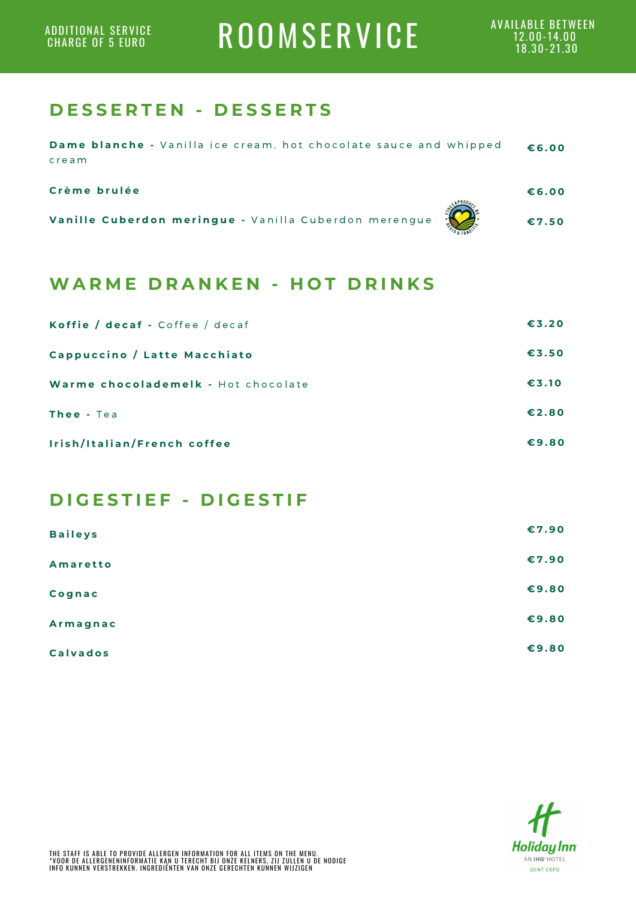ADDITIONAL SERVICE CHARGE OF 5 EURO

# ROOMSERVICE

AVAILABLE BETWEEN
12.00-14.00
18.30-21.30

## DESSERTEN - DESSERTS

**Dame blanche -** Vanilla ice cream, hot chocolate sauce and whipped cream **€6.00**

**Crème brulée** **€6.00**

**Vanille Cuberdon meringue -** Vanilla Cuberdon merengue **€7.50**

## WARME DRANKEN - HOT DRINKS

**Koffie / decaf -** Coffee / decaf **€3.20**

**Cappuccino / Latte Macchiato** **€3.50**

**Warme chocolademelk -** Hot chocolate **€3.10**

**Thee -** Tea **€2.80**

**Irish/Italian/French coffee** **€9.80**

## DIGESTIEF - DIGESTIF

**Baileys** **€7.90**

**Amaretto** **€7.90**

**Cognac** **€9.80**

**Armagnac** **€9.80**

**Calvados** **€9.80**

THE STAFF IS ABLE TO PROVIDE ALLERGEN INFORMATION FOR ALL ITEMS ON THE MENU.
*VOOR DE ALLERGENENINFORMATIE KAN U TERECHT BIJ ONZE KELNERS, ZIJ ZULLEN U DE NODIGE INFO KUNNEN VERSTREKKEN. INGREDIËNTEN VAN ONZE GERECHTEN KUNNEN WIJZIGEN

Holiday Inn
AN IHG HOTEL
GENT EXPO